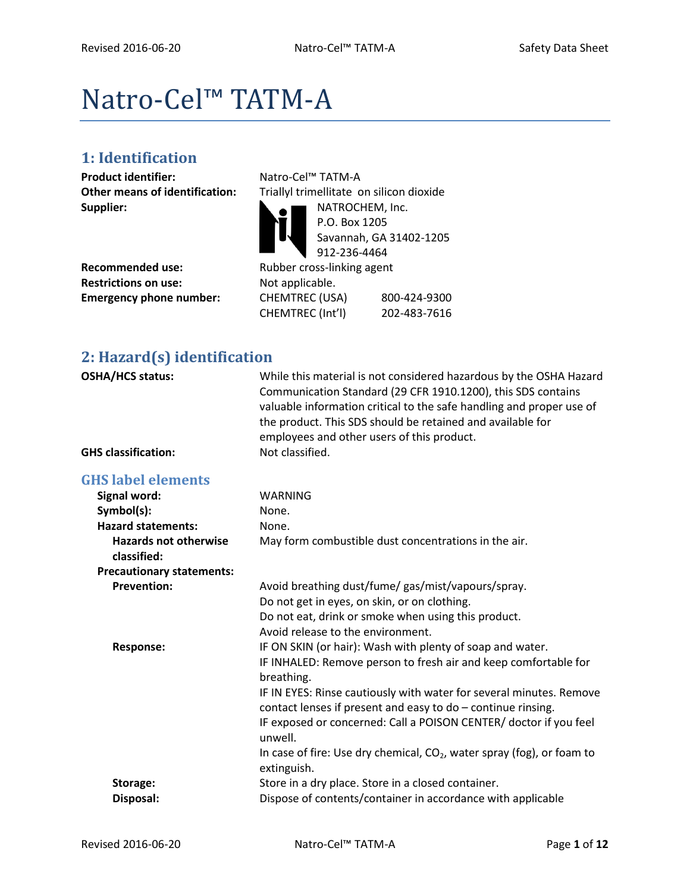# Natro-Cel™ TATM-A

## 1: Identification

| | |
|---|---|
| **Product identifier:** | Natro-Cel™ TATM-A |
| **Other means of identification:** | Triallyl trimellitate on silicon dioxide |
| **Supplier:** | NATROCHEM, Inc.<br>P.O. Box 1205<br>Savannah, GA 31402-1205<br>912-236-4464 |
| **Recommended use:** | Rubber cross-linking agent |
| **Restrictions on use:** | Not applicable. |
| **Emergency phone number:** | CHEMTREC (USA) 800-424-9300<br>CHEMTREC (Int'l) 202-483-7616 |

## 2: Hazard(s) identification

**OSHA/HCS status:** While this material is not considered hazardous by the OSHA Hazard Communication Standard (29 CFR 1910.1200), this SDS contains valuable information critical to the safe handling and proper use of the product. This SDS should be retained and available for employees and other users of this product.

**GHS classification:** Not classified.

### GHS label elements

**Signal word:** WARNING

**Symbol(s):** None.

**Hazard statements:** None.

**Hazards not otherwise classified:** May form combustible dust concentrations in the air.

**Precautionary statements:**

**Prevention:**
Avoid breathing dust/fume/ gas/mist/vapours/spray.
Do not get in eyes, on skin, or on clothing.
Do not eat, drink or smoke when using this product.
Avoid release to the environment.

**Response:**
IF ON SKIN (or hair): Wash with plenty of soap and water.
IF INHALED: Remove person to fresh air and keep comfortable for breathing.
IF IN EYES: Rinse cautiously with water for several minutes. Remove contact lenses if present and easy to do – continue rinsing.
IF exposed or concerned: Call a POISON CENTER/ doctor if you feel unwell.
In case of fire: Use dry chemical, $CO_2$, water spray (fog), or foam to extinguish.

**Storage:** Store in a dry place. Store in a closed container.

**Disposal:** Dispose of contents/container in accordance with applicable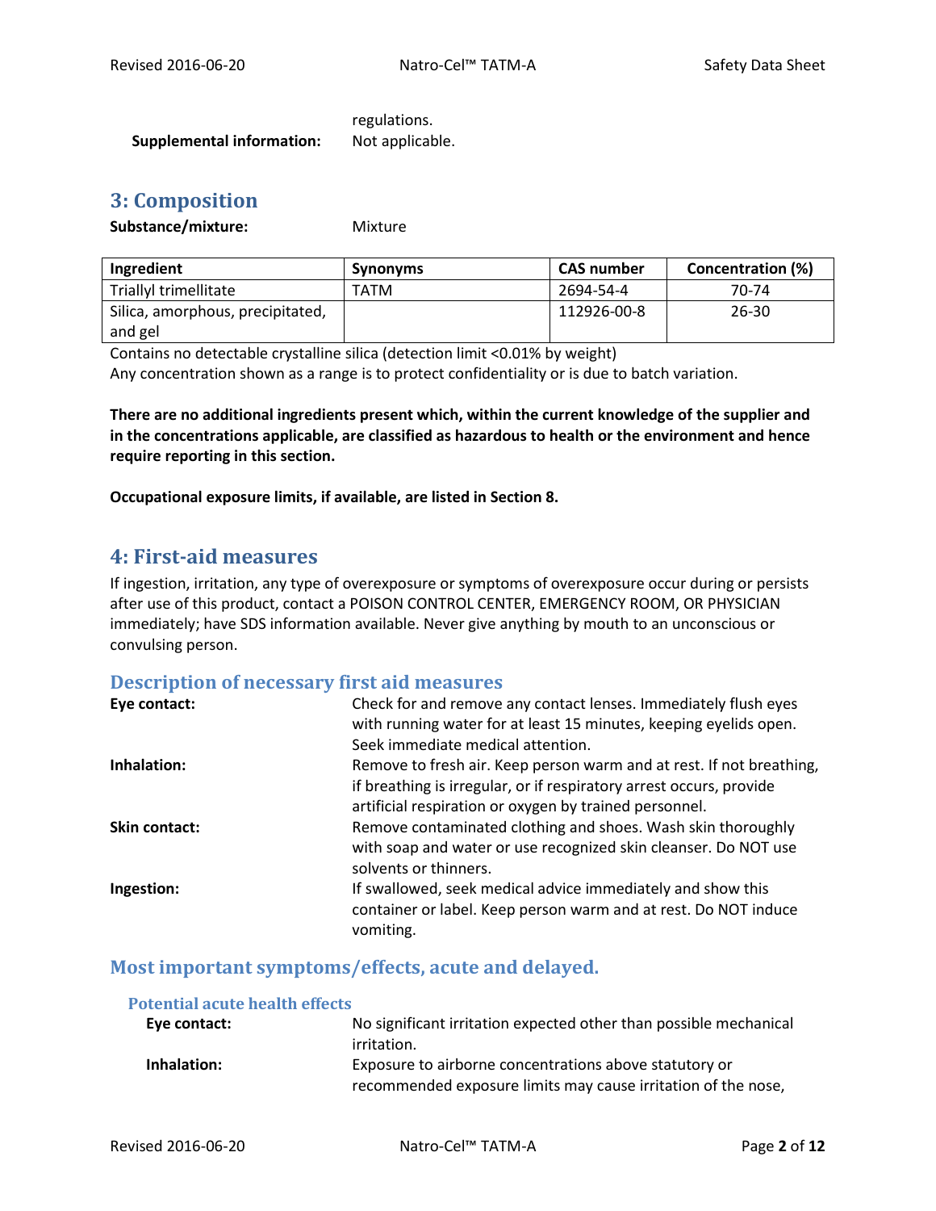regulations.

**Supplemental information:** Not applicable.

## 3: Composition

**Substance/mixture:** Mixture

| Ingredient | Synonyms | CAS number | Concentration (%) |
|---|---|---|---|
| Triallyl trimellitate | TATM | 2694-54-4 | 70-74 |
| Silica, amorphous, precipitated, and gel | | 112926-00-8 | 26-30 |

Contains no detectable crystalline silica (detection limit <0.01% by weight)
Any concentration shown as a range is to protect confidentiality or is due to batch variation.

**There are no additional ingredients present which, within the current knowledge of the supplier and in the concentrations applicable, are classified as hazardous to health or the environment and hence require reporting in this section.**

**Occupational exposure limits, if available, are listed in Section 8.**

## 4: First-aid measures

If ingestion, irritation, any type of overexposure or symptoms of overexposure occur during or persists after use of this product, contact a POISON CONTROL CENTER, EMERGENCY ROOM, OR PHYSICIAN immediately; have SDS information available. Never give anything by mouth to an unconscious or convulsing person.

### Description of necessary first aid measures

**Eye contact:** Check for and remove any contact lenses. Immediately flush eyes with running water for at least 15 minutes, keeping eyelids open. Seek immediate medical attention.

**Inhalation:** Remove to fresh air. Keep person warm and at rest. If not breathing, if breathing is irregular, or if respiratory arrest occurs, provide artificial respiration or oxygen by trained personnel.

**Skin contact:** Remove contaminated clothing and shoes. Wash skin thoroughly with soap and water or use recognized skin cleanser. Do NOT use solvents or thinners.

**Ingestion:** If swallowed, seek medical advice immediately and show this container or label. Keep person warm and at rest. Do NOT induce vomiting.

### Most important symptoms/effects, acute and delayed.

#### Potential acute health effects

**Eye contact:** No significant irritation expected other than possible mechanical irritation.

**Inhalation:** Exposure to airborne concentrations above statutory or recommended exposure limits may cause irritation of the nose,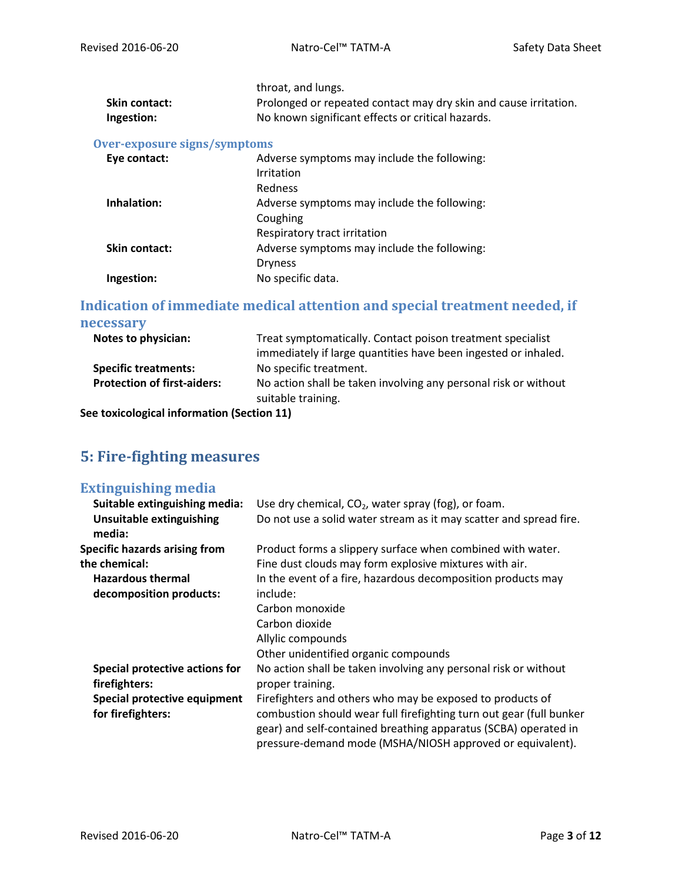| | |
|---|---|
| | throat, and lungs. |
| **Skin contact:** | Prolonged or repeated contact may dry skin and cause irritation. |
| **Ingestion:** | No known significant effects or critical hazards. |

### Over-exposure signs/symptoms

| | |
|---|---|
| **Eye contact:** | Adverse symptoms may include the following:<br>Irritation<br>Redness |
| **Inhalation:** | Adverse symptoms may include the following:<br>Coughing<br>Respiratory tract irritation |
| **Skin contact:** | Adverse symptoms may include the following:<br>Dryness |
| **Ingestion:** | No specific data. |

### Indication of immediate medical attention and special treatment needed, if necessary

| | |
|---|---|
| **Notes to physician:** | Treat symptomatically. Contact poison treatment specialist immediately if large quantities have been ingested or inhaled. |
| **Specific treatments:** | No specific treatment. |
| **Protection of first-aiders:** | No action shall be taken involving any personal risk or without suitable training. |

**See toxicological information (Section 11)**

## 5: Fire-fighting measures

### Extinguishing media

| | |
|---|---|
| **Suitable extinguishing media:** | Use dry chemical, $CO_2$, water spray (fog), or foam. |
| **Unsuitable extinguishing media:** | Do not use a solid water stream as it may scatter and spread fire. |
| **Specific hazards arising from the chemical:** | Product forms a slippery surface when combined with water.<br>Fine dust clouds may form explosive mixtures with air. |
| **Hazardous thermal decomposition products:** | In the event of a fire, hazardous decomposition products may include:<br>Carbon monoxide<br>Carbon dioxide<br>Allylic compounds<br>Other unidentified organic compounds |
| **Special protective actions for firefighters:** | No action shall be taken involving any personal risk or without proper training. |
| **Special protective equipment for firefighters:** | Firefighters and others who may be exposed to products of combustion should wear full firefighting turn out gear (full bunker gear) and self-contained breathing apparatus (SCBA) operated in pressure-demand mode (MSHA/NIOSH approved or equivalent). |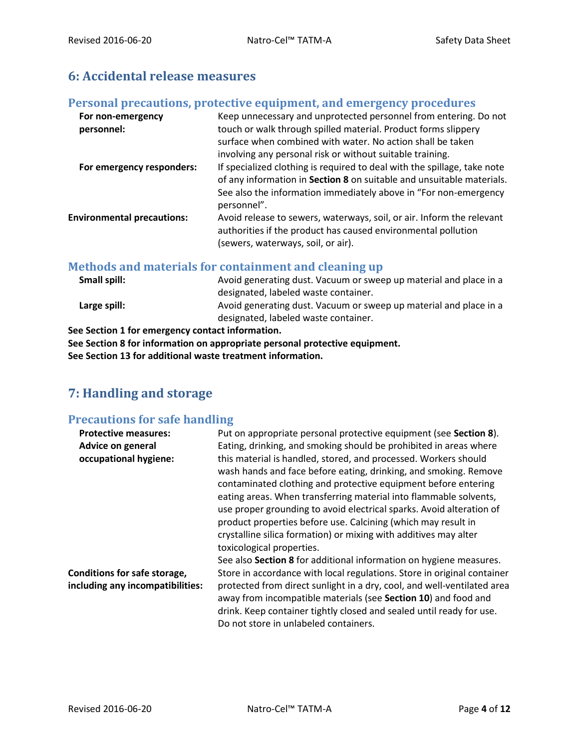## 6: Accidental release measures

### Personal precautions, protective equipment, and emergency procedures

| | |
|---|---|
| **For non-emergency personnel:** | Keep unnecessary and unprotected personnel from entering. Do not touch or walk through spilled material. Product forms slippery surface when combined with water. No action shall be taken involving any personal risk or without suitable training. |
| **For emergency responders:** | If specialized clothing is required to deal with the spillage, take note of any information in **Section 8** on suitable and unsuitable materials. See also the information immediately above in "For non-emergency personnel". |
| **Environmental precautions:** | Avoid release to sewers, waterways, soil, or air. Inform the relevant authorities if the product has caused environmental pollution (sewers, waterways, soil, or air). |

### Methods and materials for containment and cleaning up

| | |
|---|---|
| **Small spill:** | Avoid generating dust. Vacuum or sweep up material and place in a designated, labeled waste container. |
| **Large spill:** | Avoid generating dust. Vacuum or sweep up material and place in a designated, labeled waste container. |

**See Section 1 for emergency contact information.**
**See Section 8 for information on appropriate personal protective equipment.**
**See Section 13 for additional waste treatment information.**

## 7: Handling and storage

### Precautions for safe handling

| | |
|---|---|
| **Protective measures:** | Put on appropriate personal protective equipment (see **Section 8**). |
| **Advice on general occupational hygiene:** | Eating, drinking, and smoking should be prohibited in areas where this material is handled, stored, and processed. Workers should wash hands and face before eating, drinking, and smoking. Remove contaminated clothing and protective equipment before entering eating areas. When transferring material into flammable solvents, use proper grounding to avoid electrical sparks. Avoid alteration of product properties before use. Calcining (which may result in crystalline silica formation) or mixing with additives may alter toxicological properties.<br>See also **Section 8** for additional information on hygiene measures. |
| **Conditions for safe storage, including any incompatibilities:** | Store in accordance with local regulations. Store in original container protected from direct sunlight in a dry, cool, and well-ventilated area away from incompatible materials (see **Section 10**) and food and drink. Keep container tightly closed and sealed until ready for use. Do not store in unlabeled containers. |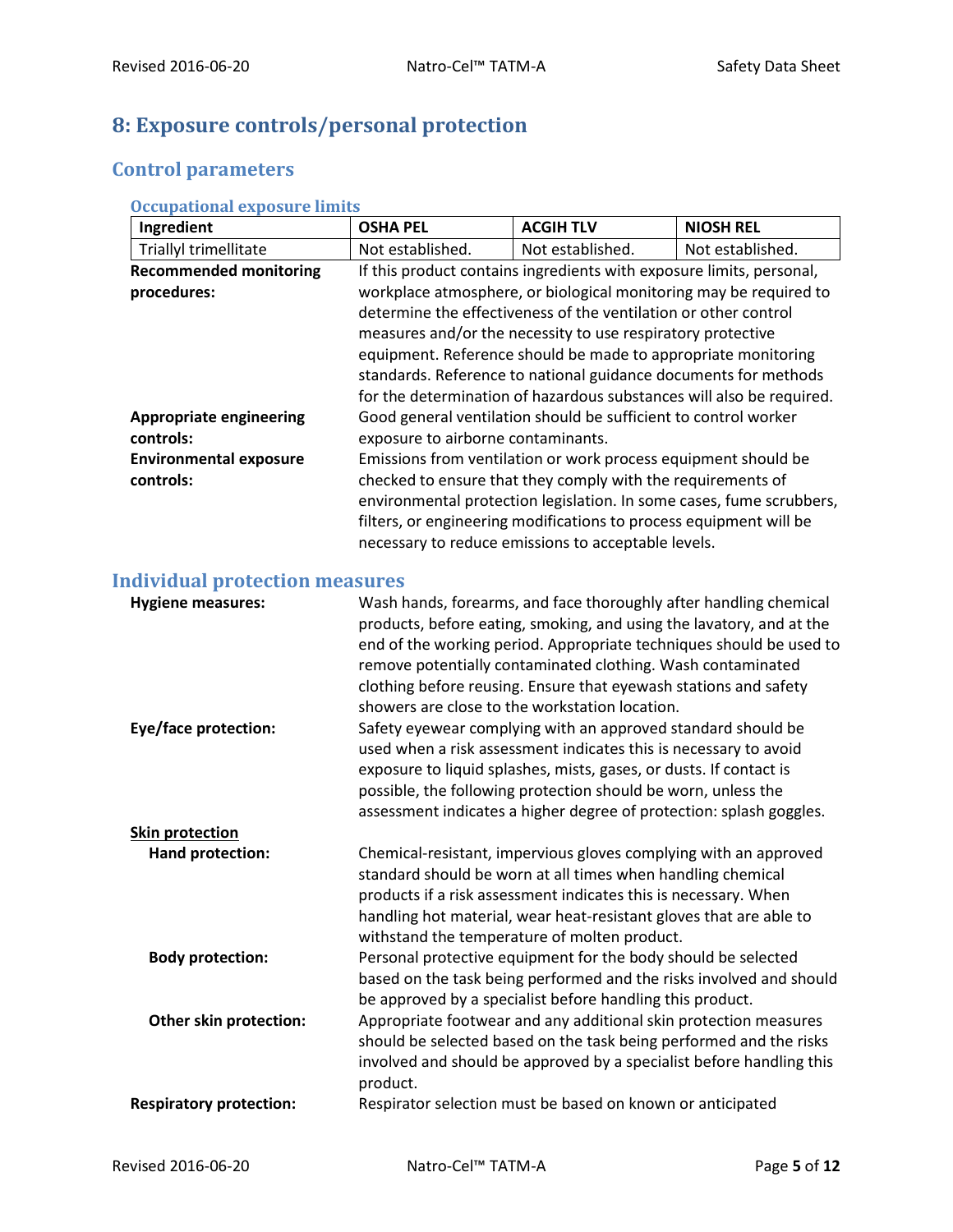## 8: Exposure controls/personal protection

### Control parameters

#### Occupational exposure limits

| Ingredient | OSHA PEL | ACGIH TLV | NIOSH REL |
|---|---|---|---|
| Triallyl trimellitate | Not established. | Not established. | Not established. |

**Recommended monitoring procedures:** If this product contains ingredients with exposure limits, personal, workplace atmosphere, or biological monitoring may be required to determine the effectiveness of the ventilation or other control measures and/or the necessity to use respiratory protective equipment. Reference should be made to appropriate monitoring standards. Reference to national guidance documents for methods for the determination of hazardous substances will also be required.

**Appropriate engineering controls:** Good general ventilation should be sufficient to control worker exposure to airborne contaminants.

**Environmental exposure controls:** Emissions from ventilation or work process equipment should be checked to ensure that they comply with the requirements of environmental protection legislation. In some cases, fume scrubbers, filters, or engineering modifications to process equipment will be necessary to reduce emissions to acceptable levels.

### Individual protection measures

**Hygiene measures:** Wash hands, forearms, and face thoroughly after handling chemical products, before eating, smoking, and using the lavatory, and at the end of the working period. Appropriate techniques should be used to remove potentially contaminated clothing. Wash contaminated clothing before reusing. Ensure that eyewash stations and safety showers are close to the workstation location.

**Eye/face protection:** Safety eyewear complying with an approved standard should be used when a risk assessment indicates this is necessary to avoid exposure to liquid splashes, mists, gases, or dusts. If contact is possible, the following protection should be worn, unless the assessment indicates a higher degree of protection: splash goggles.

**Skin protection**

**Hand protection:** Chemical-resistant, impervious gloves complying with an approved standard should be worn at all times when handling chemical products if a risk assessment indicates this is necessary. When handling hot material, wear heat-resistant gloves that are able to withstand the temperature of molten product.

**Body protection:** Personal protective equipment for the body should be selected based on the task being performed and the risks involved and should be approved by a specialist before handling this product.

**Other skin protection:** Appropriate footwear and any additional skin protection measures should be selected based on the task being performed and the risks involved and should be approved by a specialist before handling this product.

**Respiratory protection:** Respirator selection must be based on known or anticipated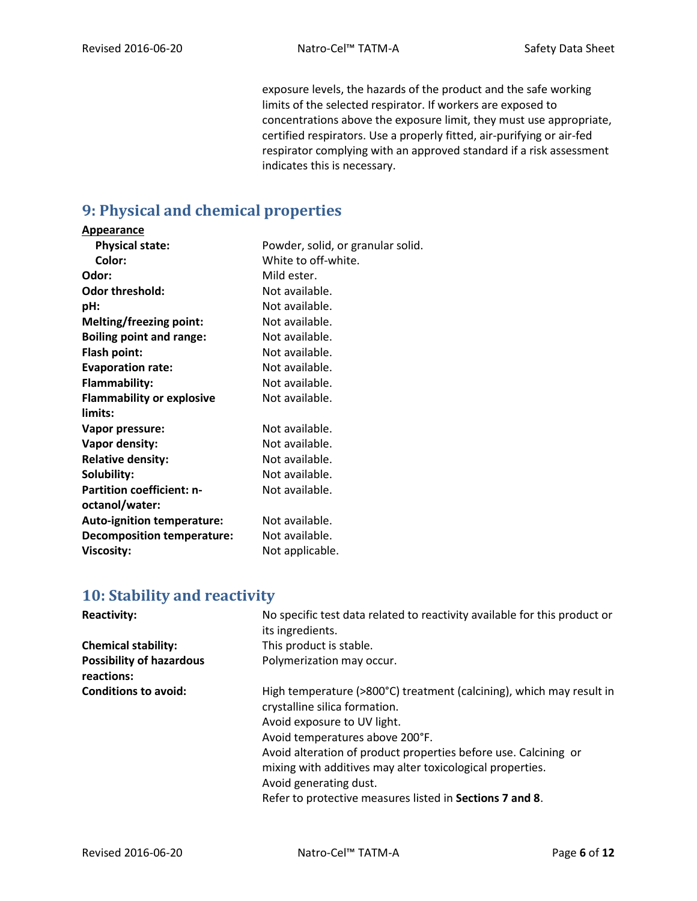exposure levels, the hazards of the product and the safe working limits of the selected respirator. If workers are exposed to concentrations above the exposure limit, they must use appropriate, certified respirators. Use a properly fitted, air-purifying or air-fed respirator complying with an approved standard if a risk assessment indicates this is necessary.

## 9: Physical and chemical properties

| | |
|---|---|
| **<u>Appearance</u>** | |
| **Physical state:** | Powder, solid, or granular solid. |
| **Color:** | White to off-white. |
| **Odor:** | Mild ester. |
| **Odor threshold:** | Not available. |
| **pH:** | Not available. |
| **Melting/freezing point:** | Not available. |
| **Boiling point and range:** | Not available. |
| **Flash point:** | Not available. |
| **Evaporation rate:** | Not available. |
| **Flammability:** | Not available. |
| **Flammability or explosive limits:** | Not available. |
| **Vapor pressure:** | Not available. |
| **Vapor density:** | Not available. |
| **Relative density:** | Not available. |
| **Solubility:** | Not available. |
| **Partition coefficient: n-octanol/water:** | Not available. |
| **Auto-ignition temperature:** | Not available. |
| **Decomposition temperature:** | Not available. |
| **Viscosity:** | Not applicable. |

## 10: Stability and reactivity

| | |
|---|---|
| **Reactivity:** | No specific test data related to reactivity available for this product or its ingredients. |
| **Chemical stability:** | This product is stable. |
| **Possibility of hazardous reactions:** | Polymerization may occur. |
| **Conditions to avoid:** | High temperature (>800°C) treatment (calcining), which may result in crystalline silica formation.<br>Avoid exposure to UV light.<br>Avoid temperatures above 200°F.<br>Avoid alteration of product properties before use. Calcining or mixing with additives may alter toxicological properties.<br>Avoid generating dust.<br>Refer to protective measures listed in **Sections 7 and 8**. |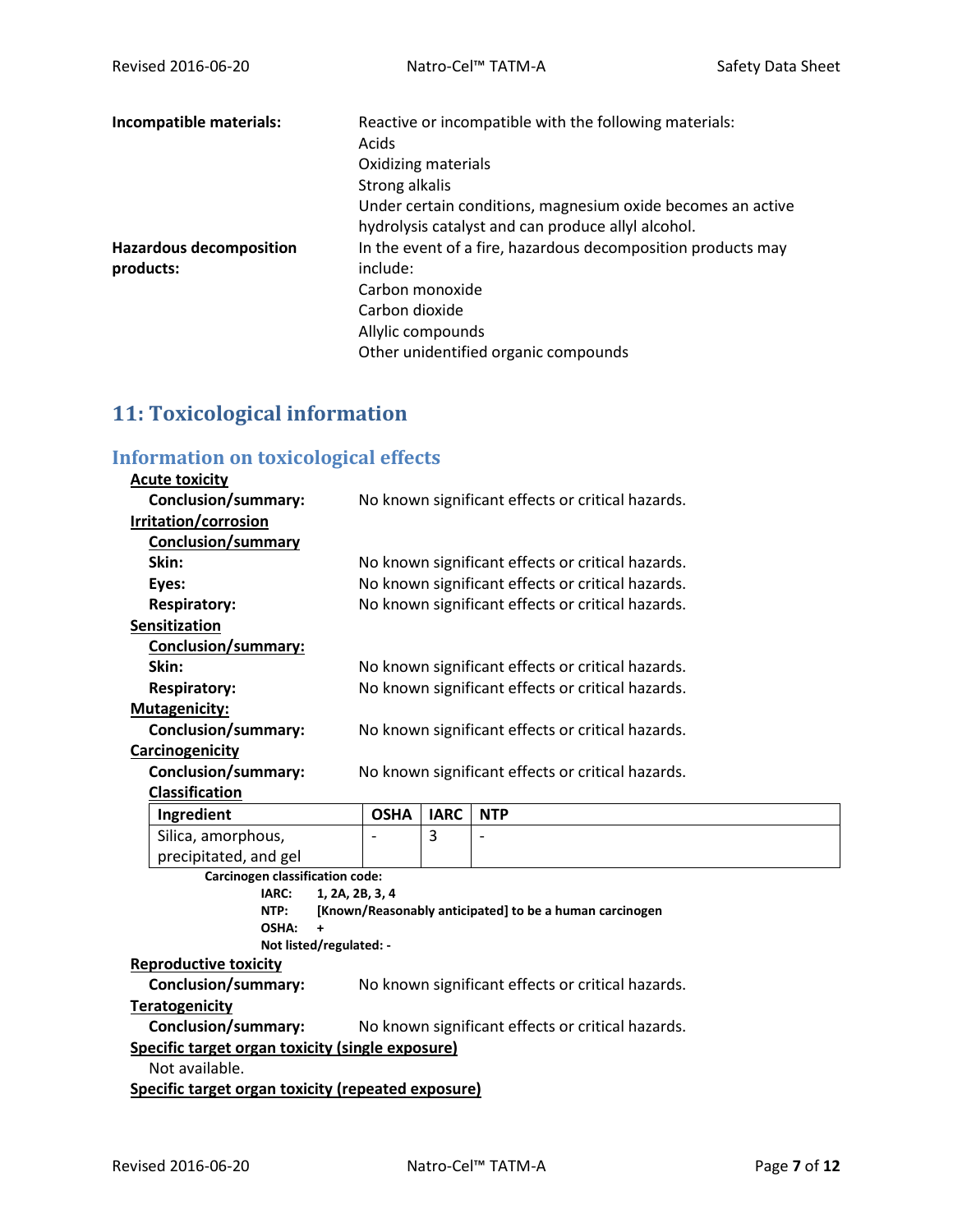**Incompatible materials:** Reactive or incompatible with the following materials:
Acids
Oxidizing materials
Strong alkalis
Under certain conditions, magnesium oxide becomes an active hydrolysis catalyst and can produce allyl alcohol.

**Hazardous decomposition products:** In the event of a fire, hazardous decomposition products may include:
Carbon monoxide
Carbon dioxide
Allylic compounds
Other unidentified organic compounds

# 11: Toxicological information

## Information on toxicological effects

**Acute toxicity**

**Conclusion/summary:** No known significant effects or critical hazards.

**Irritation/corrosion**

**Conclusion/summary**

**Skin:** No known significant effects or critical hazards.
**Eyes:** No known significant effects or critical hazards.
**Respiratory:** No known significant effects or critical hazards.

**Sensitization**

**Conclusion/summary:**

**Skin:** No known significant effects or critical hazards.
**Respiratory:** No known significant effects or critical hazards.

**Mutagenicity:**

**Conclusion/summary:** No known significant effects or critical hazards.

**Carcinogenicity**

**Conclusion/summary:** No known significant effects or critical hazards.

**Classification**

| Ingredient | OSHA | IARC | NTP |
|---|---|---|---|
| Silica, amorphous, precipitated, and gel | - | 3 | - |

**Carcinogen classification code:**
**IARC:** 1, 2A, 2B, 3, 4
**NTP:** [Known/Reasonably anticipated] to be a human carcinogen
**OSHA:** +
**Not listed/regulated:** -

**Reproductive toxicity**

**Conclusion/summary:** No known significant effects or critical hazards.

**Teratogenicity**

**Conclusion/summary:** No known significant effects or critical hazards.

**Specific target organ toxicity (single exposure)**

Not available.

**Specific target organ toxicity (repeated exposure)**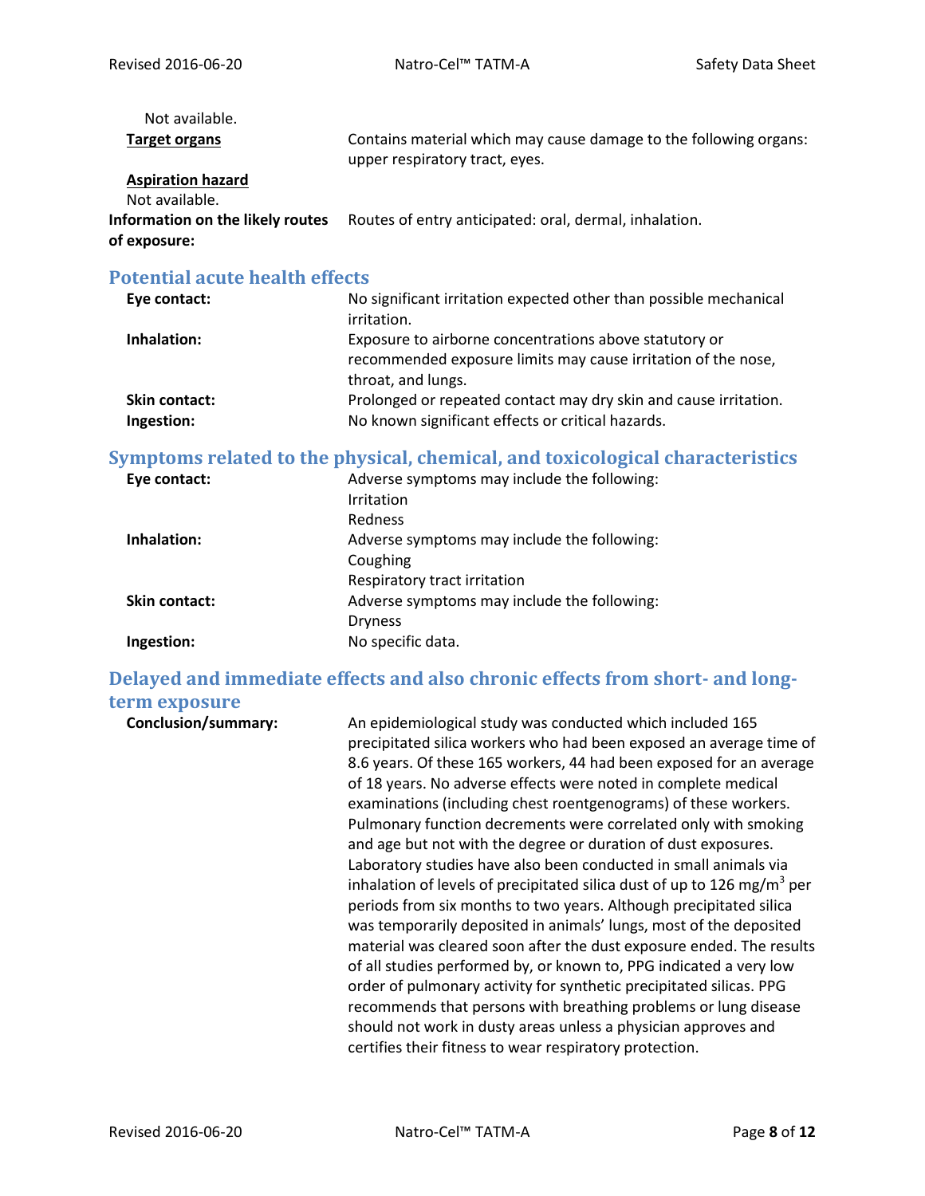Not available.

**Target organs**
Contains material which may cause damage to the following organs: upper respiratory tract, eyes.

**Aspiration hazard**
Not available.

**Information on the likely routes of exposure:** Routes of entry anticipated: oral, dermal, inhalation.

## Potential acute health effects

**Eye contact:** No significant irritation expected other than possible mechanical irritation.

**Inhalation:** Exposure to airborne concentrations above statutory or recommended exposure limits may cause irritation of the nose, throat, and lungs.

**Skin contact:** Prolonged or repeated contact may dry skin and cause irritation.

**Ingestion:** No known significant effects or critical hazards.

## Symptoms related to the physical, chemical, and toxicological characteristics

**Eye contact:** Adverse symptoms may include the following:
Irritation
Redness

**Inhalation:** Adverse symptoms may include the following:
Coughing
Respiratory tract irritation

**Skin contact:** Adverse symptoms may include the following:
Dryness

**Ingestion:** No specific data.

## Delayed and immediate effects and also chronic effects from short- and long-term exposure

**Conclusion/summary:** An epidemiological study was conducted which included 165 precipitated silica workers who had been exposed an average time of 8.6 years. Of these 165 workers, 44 had been exposed for an average of 18 years. No adverse effects were noted in complete medical examinations (including chest roentgenograms) of these workers. Pulmonary function decrements were correlated only with smoking and age but not with the degree or duration of dust exposures. Laboratory studies have also been conducted in small animals via inhalation of levels of precipitated silica dust of up to 126 $mg/m^3$ per periods from six months to two years. Although precipitated silica was temporarily deposited in animals' lungs, most of the deposited material was cleared soon after the dust exposure ended. The results of all studies performed by, or known to, PPG indicated a very low order of pulmonary activity for synthetic precipitated silicas. PPG recommends that persons with breathing problems or lung disease should not work in dusty areas unless a physician approves and certifies their fitness to wear respiratory protection.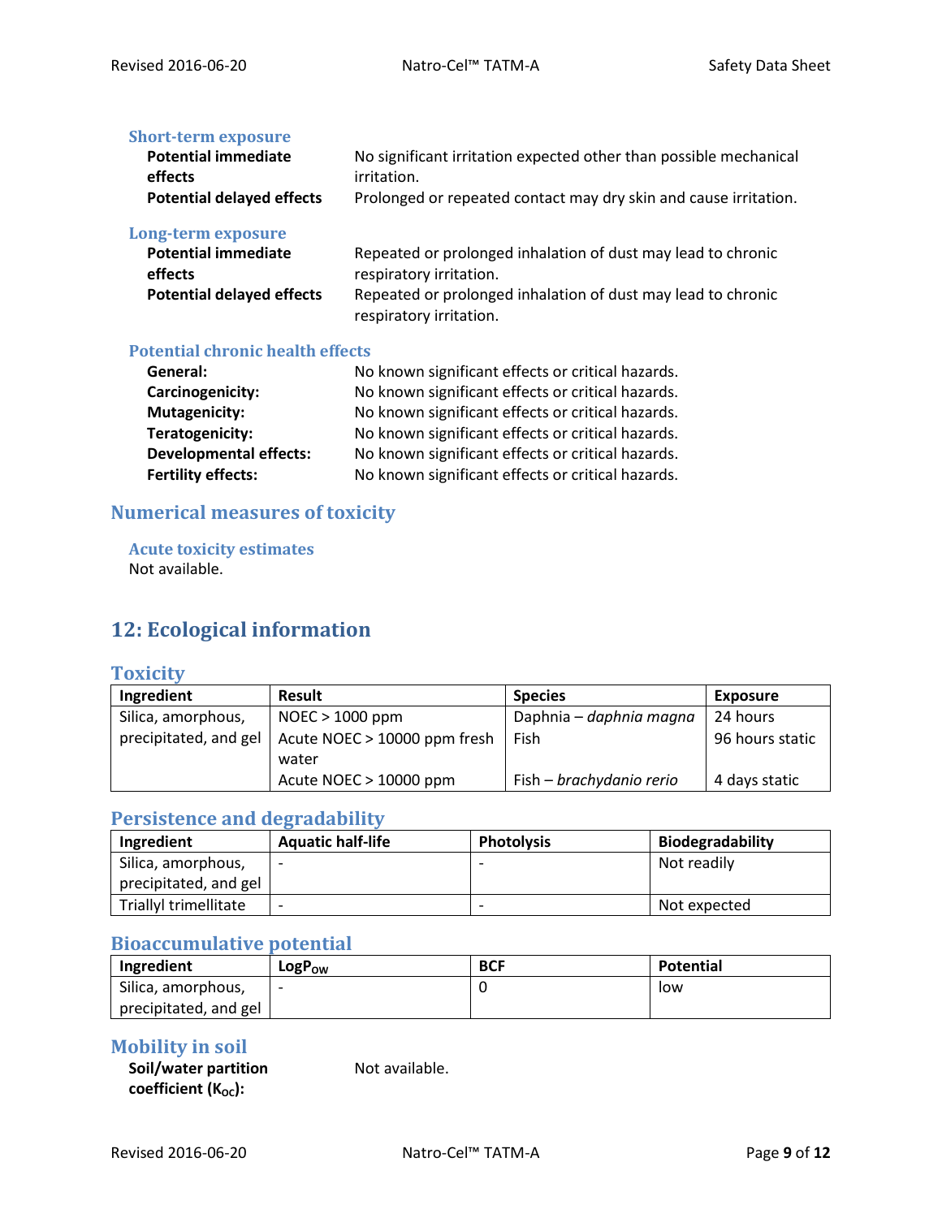### Short-term exposure

| | |
|---|---|
| **Potential immediate effects** | No significant irritation expected other than possible mechanical irritation. |
| **Potential delayed effects** | Prolonged or repeated contact may dry skin and cause irritation. |

### Long-term exposure

| | |
|---|---|
| **Potential immediate effects** | Repeated or prolonged inhalation of dust may lead to chronic respiratory irritation. |
| **Potential delayed effects** | Repeated or prolonged inhalation of dust may lead to chronic respiratory irritation. |

### Potential chronic health effects

| | |
|---|---|
| **General:** | No known significant effects or critical hazards. |
| **Carcinogenicity:** | No known significant effects or critical hazards. |
| **Mutagenicity:** | No known significant effects or critical hazards. |
| **Teratogenicity:** | No known significant effects or critical hazards. |
| **Developmental effects:** | No known significant effects or critical hazards. |
| **Fertility effects:** | No known significant effects or critical hazards. |

## Numerical measures of toxicity

### Acute toxicity estimates

Not available.

# 12: Ecological information

## Toxicity

| Ingredient | Result | Species | Exposure |
|---|---|---|---|
| Silica, amorphous, precipitated, and gel | NOEC > 1000 ppm | Daphnia – *daphnia magna* | 24 hours |
| | Acute NOEC > 10000 ppm fresh water | Fish | 96 hours static |
| | Acute NOEC > 10000 ppm | Fish – *brachydanio rerio* | 4 days static |

## Persistence and degradability

| Ingredient | Aquatic half-life | Photolysis | Biodegradability |
|---|---|---|---|
| Silica, amorphous, precipitated, and gel | - | - | Not readily |
| Triallyl trimellitate | - | - | Not expected |

## Bioaccumulative potential

| Ingredient | $LogP_{OW}$ | BCF | Potential |
|---|---|---|---|
| Silica, amorphous, precipitated, and gel | - | 0 | low |

## Mobility in soil

| | |
|---|---|
| **Soil/water partition coefficient ($K_{OC}$):** | Not available. |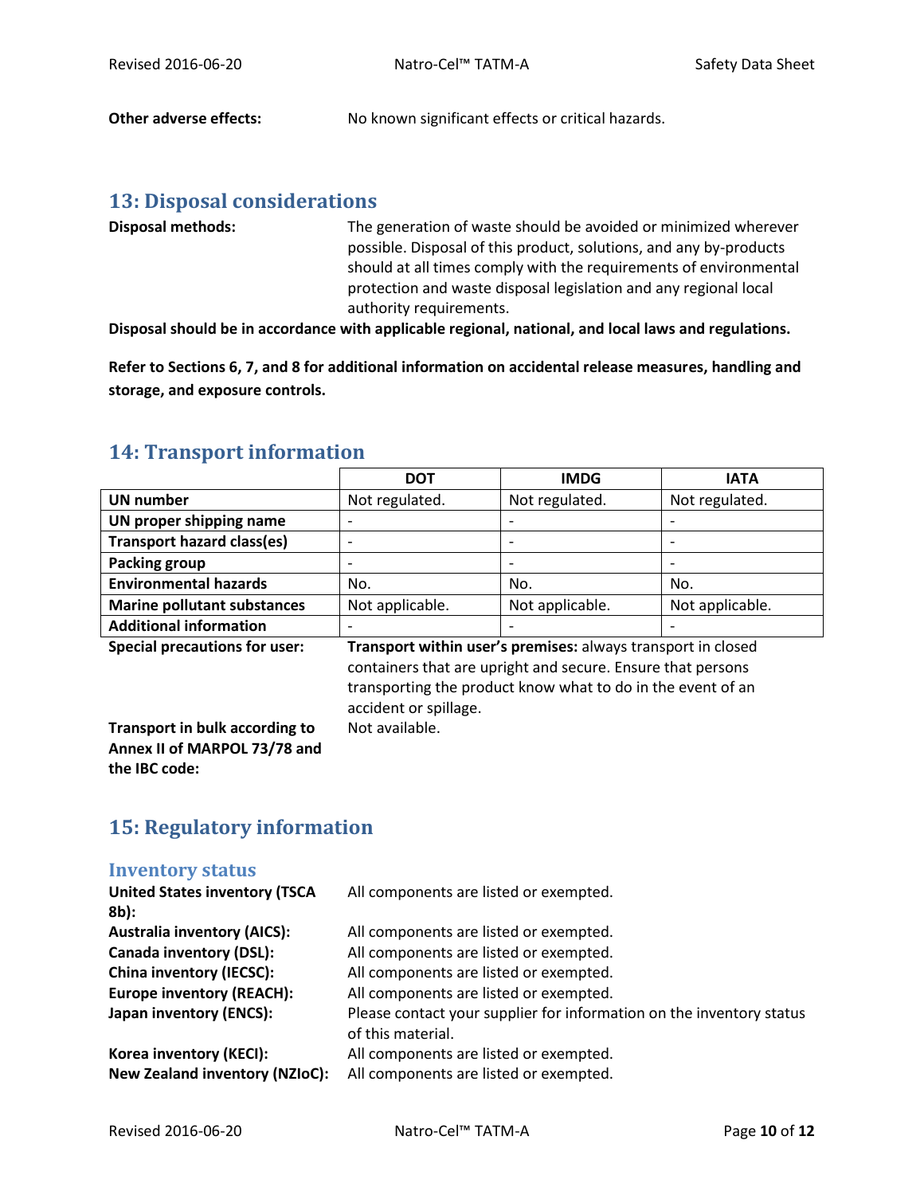**Other adverse effects:** No known significant effects or critical hazards.

## 13: Disposal considerations

**Disposal methods:** The generation of waste should be avoided or minimized wherever possible. Disposal of this product, solutions, and any by-products should at all times comply with the requirements of environmental protection and waste disposal legislation and any regional local authority requirements.

**Disposal should be in accordance with applicable regional, national, and local laws and regulations.**

**Refer to Sections 6, 7, and 8 for additional information on accidental release measures, handling and storage, and exposure controls.**

## 14: Transport information

| | DOT | IMDG | IATA |
|---|---|---|---|
| **UN number** | Not regulated. | Not regulated. | Not regulated. |
| **UN proper shipping name** | - | - | - |
| **Transport hazard class(es)** | - | - | - |
| **Packing group** | - | - | - |
| **Environmental hazards** | No. | No. | No. |
| **Marine pollutant substances** | Not applicable. | Not applicable. | Not applicable. |
| **Additional information** | - | - | - |

**Special precautions for user:** **Transport within user's premises:** always transport in closed containers that are upright and secure. Ensure that persons transporting the product know what to do in the event of an accident or spillage.

**Transport in bulk according to Annex II of MARPOL 73/78 and the IBC code:** Not available.

## 15: Regulatory information

### Inventory status

**United States inventory (TSCA 8b):** All components are listed or exempted.

**Australia inventory (AICS):** All components are listed or exempted.

**Canada inventory (DSL):** All components are listed or exempted.

**China inventory (IECSC):** All components are listed or exempted.

**Europe inventory (REACH):** All components are listed or exempted.

**Japan inventory (ENCS):** Please contact your supplier for information on the inventory status of this material.

**Korea inventory (KECI):** All components are listed or exempted.

**New Zealand inventory (NZIoC):** All components are listed or exempted.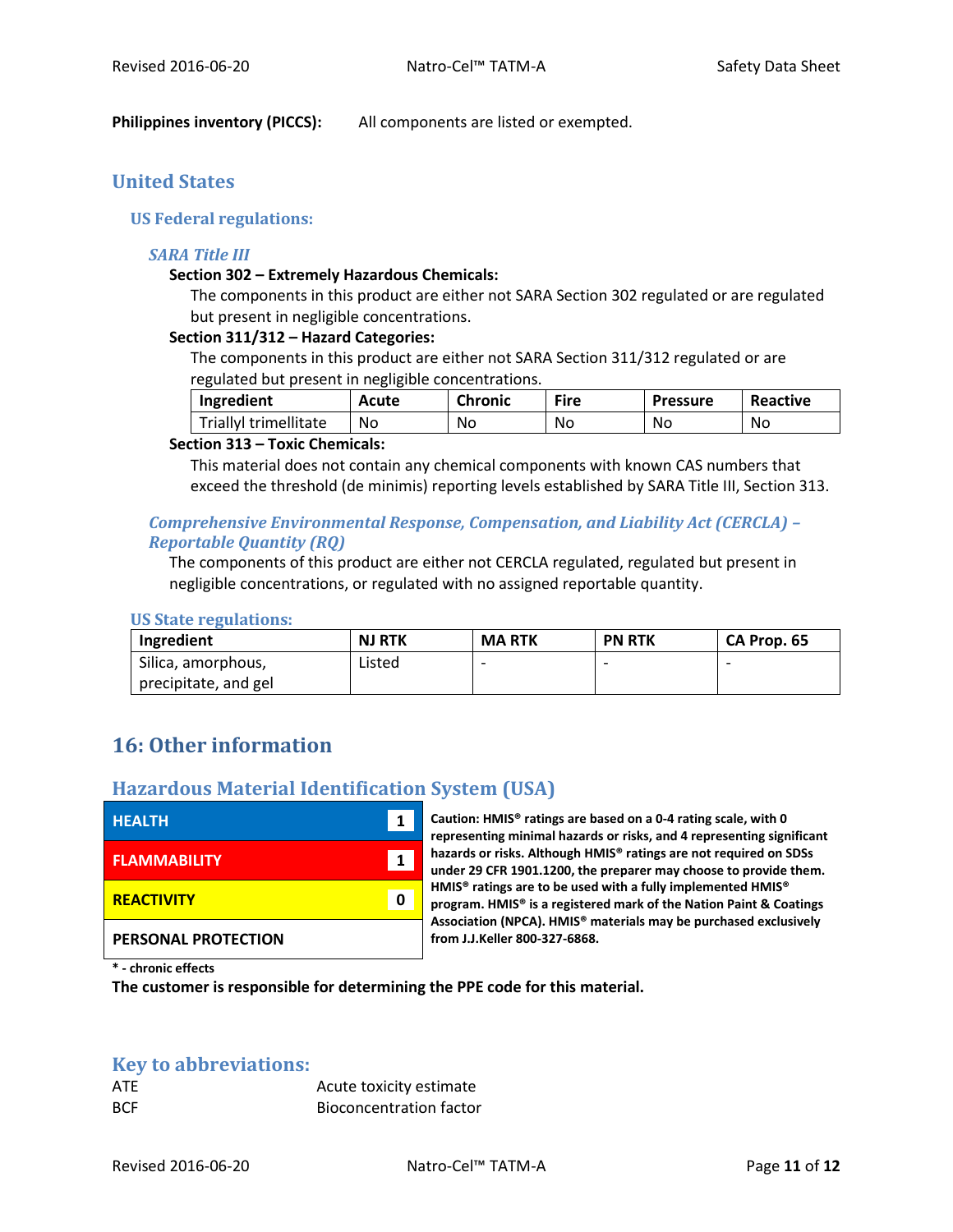**Philippines inventory (PICCS):** All components are listed or exempted.

## United States

### US Federal regulations:

#### *SARA Title III*

**Section 302 – Extremely Hazardous Chemicals:**

The components in this product are either not SARA Section 302 regulated or are regulated but present in negligible concentrations.

**Section 311/312 – Hazard Categories:**

The components in this product are either not SARA Section 311/312 regulated or are regulated but present in negligible concentrations.

| Ingredient | Acute | Chronic | Fire | Pressure | Reactive |
|---|---|---|---|---|---|
| Triallyl trimellitate | No | No | No | No | No |

**Section 313 – Toxic Chemicals:**

This material does not contain any chemical components with known CAS numbers that exceed the threshold (de minimis) reporting levels established by SARA Title III, Section 313.

#### *Comprehensive Environmental Response, Compensation, and Liability Act (CERCLA) – Reportable Quantity (RQ)*

The components of this product are either not CERCLA regulated, regulated but present in negligible concentrations, or regulated with no assigned reportable quantity.

### US State regulations:

| Ingredient | NJ RTK | MA RTK | PN RTK | CA Prop. 65 |
|---|---|---|---|---|
| Silica, amorphous, precipitate, and gel | Listed | - | - | - |

# 16: Other information

## Hazardous Material Identification System (USA)

| | |
|---|---|
| HEALTH | 1 |
| FLAMMABILITY | 1 |
| REACTIVITY | 0 |
| PERSONAL PROTECTION | |

**Caution: HMIS® ratings are based on a 0-4 rating scale, with 0 representing minimal hazards or risks, and 4 representing significant hazards or risks. Although HMIS® ratings are not required on SDSs under 29 CFR 1901.1200, the preparer may choose to provide them. HMIS® ratings are to be used with a fully implemented HMIS® program. HMIS® is a registered mark of the Nation Paint & Coatings Association (NPCA). HMIS® materials may be purchased exclusively from J.J.Keller 800-327-6868.**

**\* - chronic effects**

**The customer is responsible for determining the PPE code for this material.**

## Key to abbreviations:

| | |
|---|---|
| ATE | Acute toxicity estimate |
| BCF | Bioconcentration factor |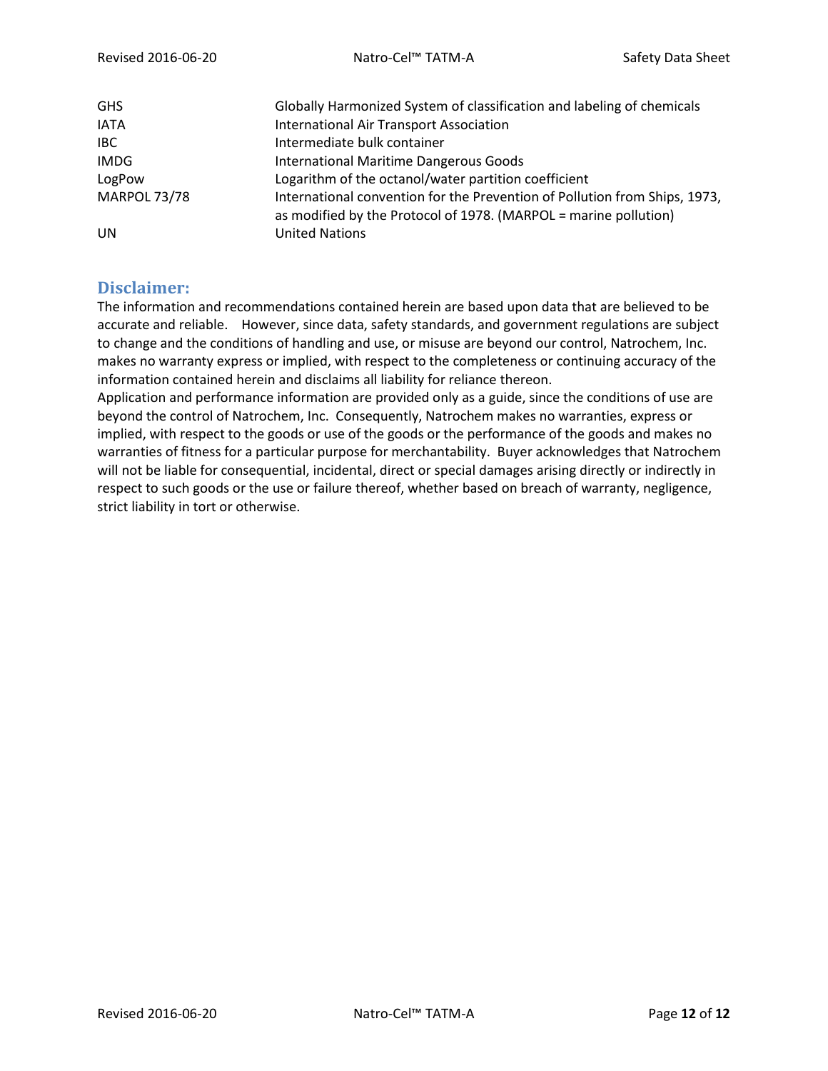| | |
| --- | --- |
| GHS | Globally Harmonized System of classification and labeling of chemicals |
| IATA | International Air Transport Association |
| IBC | Intermediate bulk container |
| IMDG | International Maritime Dangerous Goods |
| LogPow | Logarithm of the octanol/water partition coefficient |
| MARPOL 73/78 | International convention for the Prevention of Pollution from Ships, 1973, as modified by the Protocol of 1978. (MARPOL = marine pollution) |
| UN | United Nations |

## Disclaimer:

The information and recommendations contained herein are based upon data that are believed to be accurate and reliable. However, since data, safety standards, and government regulations are subject to change and the conditions of handling and use, or misuse are beyond our control, Natrochem, Inc. makes no warranty express or implied, with respect to the completeness or continuing accuracy of the information contained herein and disclaims all liability for reliance thereon.

Application and performance information are provided only as a guide, since the conditions of use are beyond the control of Natrochem, Inc. Consequently, Natrochem makes no warranties, express or implied, with respect to the goods or use of the goods or the performance of the goods and makes no warranties of fitness for a particular purpose for merchantability. Buyer acknowledges that Natrochem will not be liable for consequential, incidental, direct or special damages arising directly or indirectly in respect to such goods or the use or failure thereof, whether based on breach of warranty, negligence, strict liability in tort or otherwise.